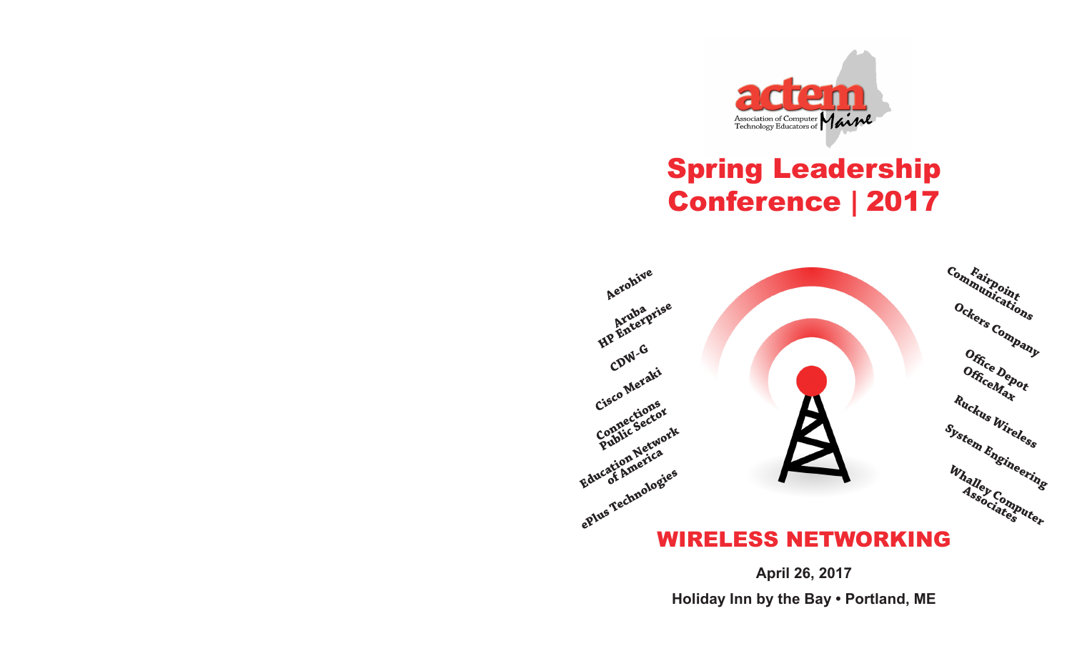actem

Association of Computer Technology Educators of Maine

# Spring Leadership Conference | 2017

Aerohive

Aruba HP Enterprise

CDW-G

Cisco Meraki

Connections Public Sector

Education Network of America

ePlus Technologies

Fairpoint Communications

Ockers Company

Office Depot OfficeMax

Ruckus Wireless

System Engineering

Whalley Computer Associates

## WIRELESS NETWORKING

**April 26, 2017**

**Holiday Inn by the Bay • Portland, ME**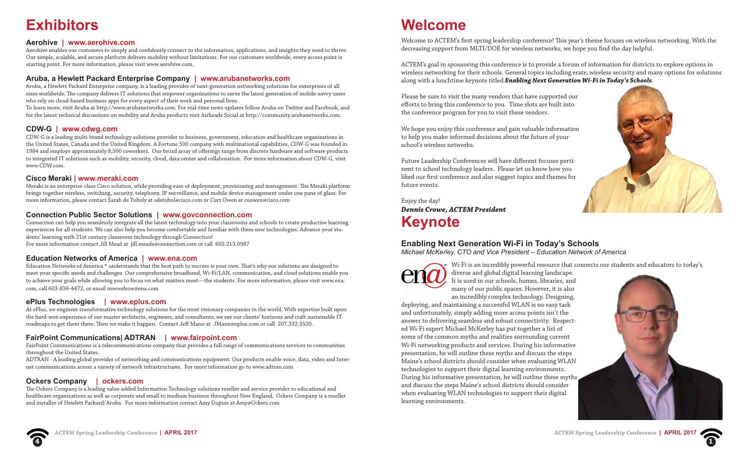# Exhibitors

### Aerohive | www.aerohive.com

Aerohive enables our customers to simply and confidently connect to the information, applications, and insights they need to thrive. Our simple, scalable, and secure platform delivers mobility without limitations. For our customers worldwide, every access point is starting point. For more information, please visit www.aerohive.com.

### Aruba, a Hewlett Packard Enterprise Company | www.arubanetworks.com

Aruba, a Hewlett Packard Enterprise company, is a leading provider of next-generation networking solutions for enterprises of all sizes worldwide. The company delivers IT solutions that empower organizations to serve the latest generation of mobile-savvy users who rely on cloud-based business apps for every aspect of their work and personal lives.
To learn more, visit Aruba at http://www.arubanetworks.com. For real-time news updates follow Aruba on Twitter and Facebook, and for the latest technical discussions on mobility and Aruba products visit Airheads Social at http://community.arubanetworks.com.

### CDW-G | www.cdwg.com

CDW-G is a leading multi-brand technology solutions provider to business, government, education and healthcare organizations in the United States, Canada and the United Kingdom. A Fortune 500 company with multinational capabilities, CDW-G was founded in 1984 and employs approximately 8,500 coworkers. Our broad array of offerings range from discrete hardware and software products to integrated IT solutions such as mobility, security, cloud, data center and collaboration. For more information about CDW-G, visit www.CDW.com.

### Cisco Meraki | www.meraki.com

Meraki is an enterprise-class Cisco solution, while providing ease of deployment, provisioning and management. The Meraki platform brings together wireless, switching, security, telephony, IP surveillance, and mobile device management under one pane of glass. For more information, please contact Sarah de Tuboly at sdetubol@cisco.com or Curt Owen at cuowen@cisco.com

### Connection Public Sector Solutions | www.govconnection.com

Connection can help you seamlessly integrate all the latest technology into your classrooms and schools to create productive learning experiences for all students. We can also help you become comfortable and familiar with these new technologies. Advance your students' learning with 21st century classroom technology through Connection!
For more information contact Jill Mead at jill.meade@connection.com or call 603.213.0987

### Education Networks of America | www.ena.com

Education Networks of America ® understands that the best path to success is your own. That's why our solutions are designed to meet your specific needs and challenges. Our comprehensive broadband, Wi-Fi/LAN, communication, and cloud solutions enable you to achieve your goals while allowing you to focus on what matters most—the students. For more information, please visit www.ena.com, call 603-836-4472, or email mwoodrow@ena.com

### ePlus Technologies | www.eplus.com

At ePlus, we engineer transformative technology solutions for the most visionary companies in the world. With expertise built upon the hard-won experience of our master architects, engineers, and consultants, we see our clients' horizons and craft sustainable IT roadmaps to get them there. Then we make it happen. Contact Jeff Mann at JMann@eplus.com or call 207.332.3520.

### FairPoint Communications| ADTRAN | www.fairpoint.com

FairPoint Communications is a telecommunications company that provides a full range of communications services to communities throughout the United States.
ADTRAN - A leading global provider of networking and communications equipment. Our products enable voice, data, video and Internet communications across a variety of network infrastructures. For more information go to www.adtran.com

### Ockers Company | ockers.com

The Ockers Company is a leading value-added Information Technology solutions reseller and service provider to educational and healthcare organizations as well as corporate and small to medium business throughout New England. Ockers Company is a reseller and installer of Hewlett Packard/Aruba. For more information contact Amy Dupuis at Amy@Ockers.com

# Welcome

Welcome to ACTEM's first spring leadership conference! This year's theme focuses on wireless networking. With the decreasing support from MLTI/DOE for wireless networks, we hope you find the day helpful.

ACTEM's goal in sponsoring this conference is to provide a forum of information for districts to explore options in wireless networking for their schools. General topics including erate, wireless security and many options for solutions along with a lunchtime keynote titled ***Enabling Next Generation Wi-Fi in Today's Schools***.

Please be sure to visit the many vendors that have supported our efforts to bring this conference to you. Time slots are built into the conference program for you to visit these vendors.

We hope you enjoy this conference and gain valuable information to help you make informed decisions about the future of your school's wireless networks.

Future Leadership Conferences will have different focuses pertinent to school technology leaders. Please let us know how you liked our first conference and also suggest topics and themes for future events.

Enjoy the day!
***Dennis Crowe, ACTEM President***

# Keynote

### Enabling Next Generation Wi-Fi in Today's Schools

*Michael McKerley, CTO and Vice President – Education Network of America*

Wi-Fi is an incredibly powerful resource that connects our students and educators to today's diverse and global digital learning landscape. It is used in our schools, homes, libraries, and many of our public spaces. However, it is also an incredibly complex technology. Designing, deploying, and maintaining a successful WLAN is no easy task and unfortunately, simply adding more access points isn't the answer to delivering seamless and robust connectivity. Respected Wi-Fi expert Michael McKerley has put together a list of some of the common myths and realities surrounding current Wi-Fi networking products and services. During his informative presentation, he will outline these myths and discuss the steps Maine's school districts should consider when evaluating WLAN technologies to support their digital learning environments. During his informative presentation, he will outline these myths and discuss the steps Maine's school districts should consider when evaluating WLAN technologies to support their digital learning environments.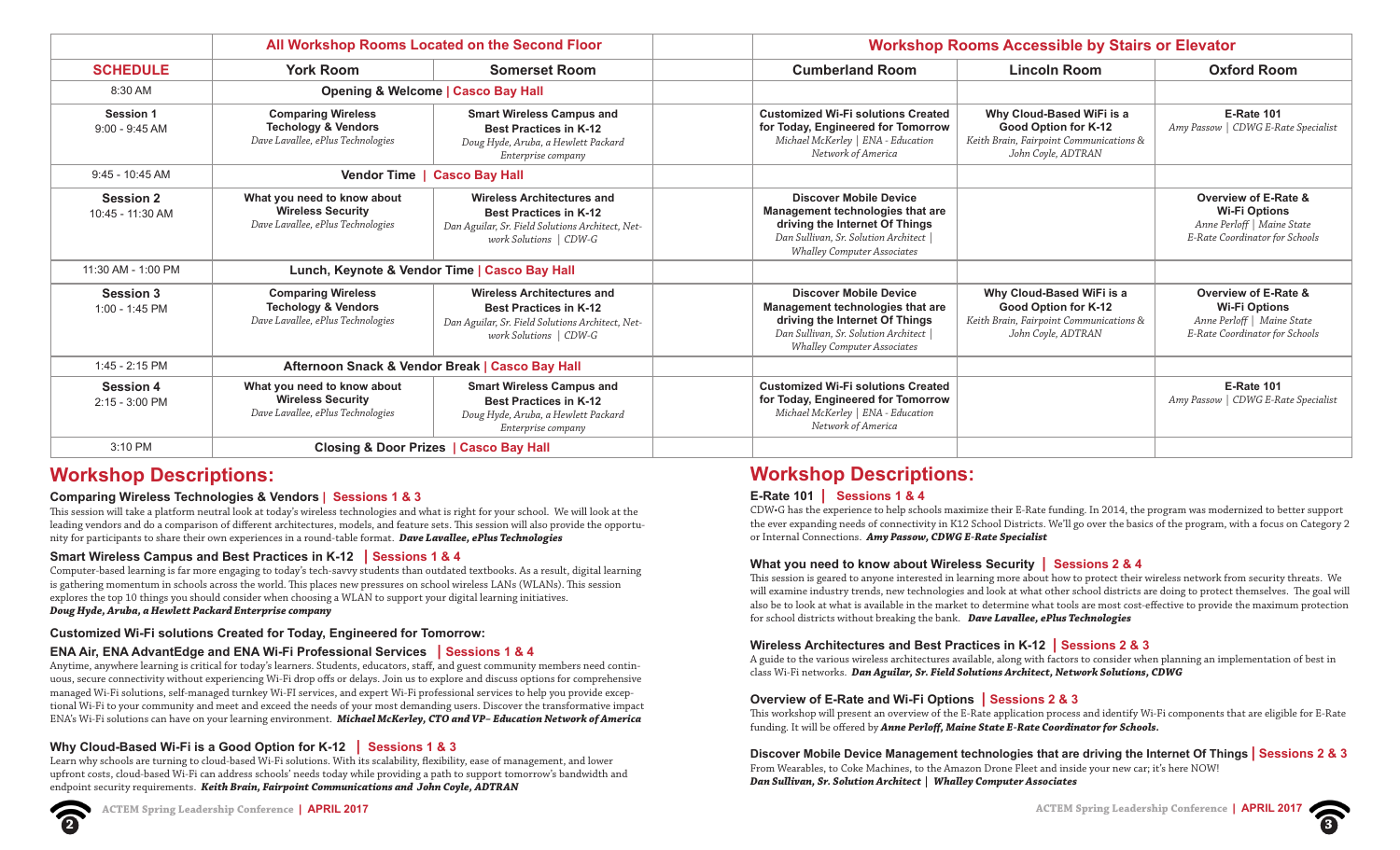| | All Workshop Rooms Located on the Second Floor | | | Workshop Rooms Accessible by Stairs or Elevator | | |
|---|---|---|---|---|---|---|
| **SCHEDULE** | **York Room** | **Somerset Room** | | **Cumberland Room** | **Lincoln Room** | **Oxford Room** |
| 8:30 AM | **Opening & Welcome** \| Casco Bay Hall | | | | | |
| **Session 1** 9:00 - 9:45 AM | **Comparing Wireless Technology & Vendors** *Dave Lavallee, ePlus Technologies* | **Smart Wireless Campus and Best Practices in K-12** *Doug Hyde, Aruba, a Hewlett Packard Enterprise company* | | **Customized Wi-Fi solutions Created for Today, Engineered for Tomorrow** *Michael McKerley \| ENA - Education Network of America* | **Why Cloud-Based WiFi is a Good Option for K-12** *Keith Brain, Fairpoint Communications & John Coyle, ADTRAN* | **E-Rate 101** *Amy Passow \| CDWG E-Rate Specialist* |
| 9:45 - 10:45 AM | **Vendor Time** \| Casco Bay Hall | | | | | |
| **Session 2** 10:45 - 11:30 AM | **What you need to know about Wireless Security** *Dave Lavallee, ePlus Technologies* | **Wireless Architectures and Best Practices in K-12** *Dan Aguilar, Sr. Field Solutions Architect, Network Solutions \| CDW-G* | | **Discover Mobile Device Management technologies that are driving the Internet Of Things** *Dan Sullivan, Sr. Solution Architect \| Whalley Computer Associates* | | **Overview of E-Rate & Wi-Fi Options** *Anne Perloff \| Maine State E-Rate Coordinator for Schools* |
| 11:30 AM - 1:00 PM | **Lunch, Keynote & Vendor Time** \| Casco Bay Hall | | | | | |
| **Session 3** 1:00 - 1:45 PM | **Comparing Wireless Technology & Vendors** *Dave Lavallee, ePlus Technologies* | **Wireless Architectures and Best Practices in K-12** *Dan Aguilar, Sr. Field Solutions Architect, Network Solutions \| CDW-G* | | **Discover Mobile Device Management technologies that are driving the Internet Of Things** *Dan Sullivan, Sr. Solution Architect \| Whalley Computer Associates* | **Why Cloud-Based WiFi is a Good Option for K-12** *Keith Brain, Fairpoint Communications & John Coyle, ADTRAN* | **Overview of E-Rate & Wi-Fi Options** *Anne Perloff \| Maine State E-Rate Coordinator for Schools* |
| 1:45 - 2:15 PM | **Afternoon Snack & Vendor Break** \| Casco Bay Hall | | | | | |
| **Session 4** 2:15 - 3:00 PM | **What you need to know about Wireless Security** *Dave Lavallee, ePlus Technologies* | **Smart Wireless Campus and Best Practices in K-12** *Doug Hyde, Aruba, a Hewlett Packard Enterprise company* | | **Customized Wi-Fi solutions Created for Today, Engineered for Tomorrow** *Michael McKerley \| ENA - Education Network of America* | | **E-Rate 101** *Amy Passow \| CDWG E-Rate Specialist* |
| 3:10 PM | **Closing & Door Prizes** \| Casco Bay Hall | | | | | |

# Workshop Descriptions:

### Comparing Wireless Technologies & Vendors | Sessions 1 & 3

This session will take a platform neutral look at today's wireless technologies and what is right for your school. We will look at the leading vendors and do a comparison of different architectures, models, and feature sets. This session will also provide the opportunity for participants to share their own experiences in a round-table format. ***Dave Lavallee, ePlus Technologies***

### Smart Wireless Campus and Best Practices in K-12 | Sessions 1 & 4

Computer-based learning is far more engaging to today's tech-savvy students than outdated textbooks. As a result, digital learning is gathering momentum in schools across the world. This places new pressures on school wireless LANs (WLANs). This session explores the top 10 things you should consider when choosing a WLAN to support your digital learning initiatives.
***Doug Hyde, Aruba, a Hewlett Packard Enterprise company***

### Customized Wi-Fi solutions Created for Today, Engineered for Tomorrow:

### ENA Air, ENA AdvantEdge and ENA Wi-Fi Professional Services | Sessions 1 & 4

Anytime, anywhere learning is critical for today's learners. Students, educators, staff, and guest community members need continuous, secure connectivity without experiencing Wi-Fi drop offs or delays. Join us to explore and discuss options for comprehensive managed Wi-Fi solutions, self-managed turnkey Wi-FI services, and expert Wi-Fi professional services to help you provide exceptional Wi-Fi to your community and meet and exceed the needs of your most demanding users. Discover the transformative impact ENA's Wi-Fi solutions can have on your learning environment. ***Michael McKerley, CTO and VP– Education Network of America***

### Why Cloud-Based Wi-Fi is a Good Option for K-12 | Sessions 1 & 3

Learn why schools are turning to cloud-based Wi-Fi solutions. With its scalability, flexibility, ease of management, and lower upfront costs, cloud-based Wi-Fi can address schools' needs today while providing a path to support tomorrow's bandwidth and endpoint security requirements. ***Keith Brain, Fairpoint Communications and John Coyle, ADTRAN***

# Workshop Descriptions:

### E-Rate 101 | Sessions 1 & 4

CDW•G has the experience to help schools maximize their E-Rate funding. In 2014, the program was modernized to better support the ever expanding needs of connectivity in K12 School Districts. We'll go over the basics of the program, with a focus on Category 2 or Internal Connections. ***Amy Passow, CDWG E-Rate Specialist***

### What you need to know about Wireless Security | Sessions 2 & 4

This session is geared to anyone interested in learning more about how to protect their wireless network from security threats. We will examine industry trends, new technologies and look at what other school districts are doing to protect themselves. The goal will also be to look at what is available in the market to determine what tools are most cost-effective to provide the maximum protection for school districts without breaking the bank. ***Dave Lavallee, ePlus Technologies***

### Wireless Architectures and Best Practices in K-12 | Sessions 2 & 3

A guide to the various wireless architectures available, along with factors to consider when planning an implementation of best in class Wi-Fi networks. ***Dan Aguilar, Sr. Field Solutions Architect, Network Solutions, CDWG***

### Overview of E-Rate and Wi-Fi Options | Sessions 2 & 3

This workshop will present an overview of the E-Rate application process and identify Wi-Fi components that are eligible for E-Rate funding. It will be offered by ***Anne Perloff, Maine State E-Rate Coordinator for Schools.***

### Discover Mobile Device Management technologies that are driving the Internet Of Things | Sessions 2 & 3

From Wearables, to Coke Machines, to the Amazon Drone Fleet and inside your new car; it's here NOW!
***Dan Sullivan, Sr. Solution Architect | Whalley Computer Associates***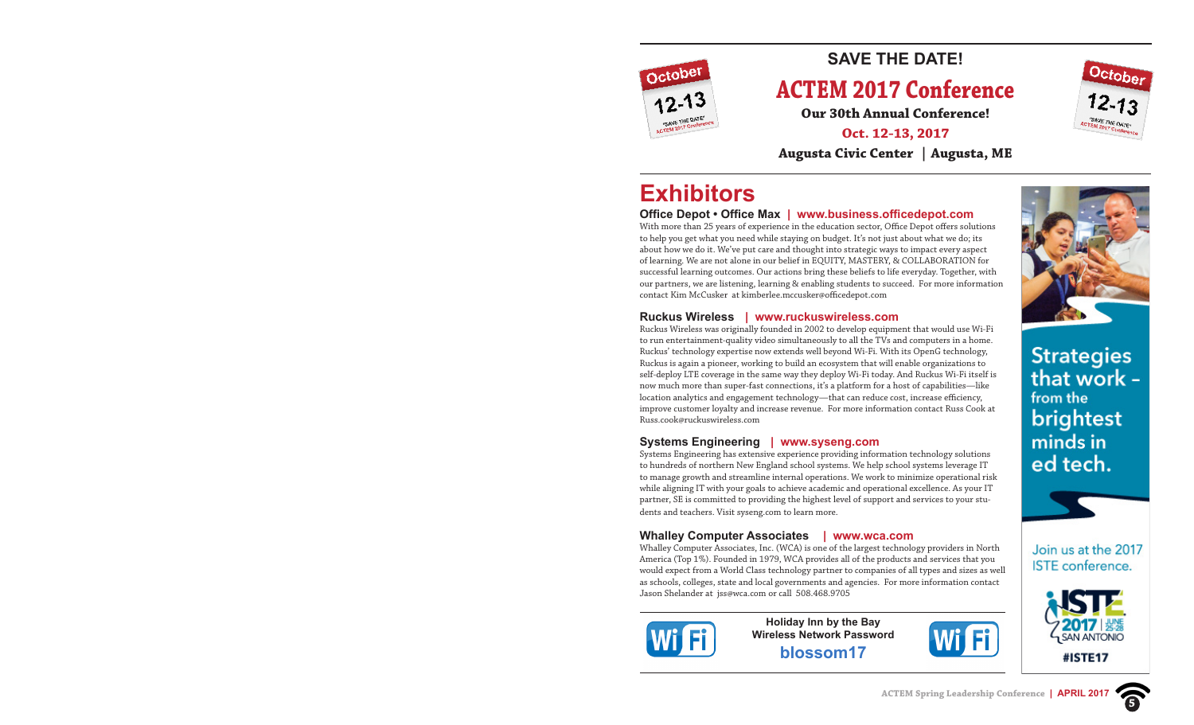SAVE THE DATE!

# ACTEM 2017 Conference

**Our 30th Annual Conference!**

**Oct. 12-13, 2017**

**Augusta Civic Center | Augusta, ME**

## Exhibitors

### Office Depot • Office Max | www.business.officedepot.com

With more than 25 years of experience in the education sector, Office Depot offers solutions to help you get what you need while staying on budget. It's not just about what we do; its about how we do it. We've put care and thought into strategic ways to impact every aspect of learning. We are not alone in our belief in EQUITY, MASTERY, & COLLABORATION for successful learning outcomes. Our actions bring these beliefs to life everyday. Together, with our partners, we are listening, learning & enabling students to succeed. For more information contact Kim McCusker at kimberlee.mccusker@officedepot.com

### Ruckus Wireless | www.ruckuswireless.com

Ruckus Wireless was originally founded in 2002 to develop equipment that would use Wi-Fi to run entertainment-quality video simultaneously to all the TVs and computers in a home. Ruckus' technology expertise now extends well beyond Wi-Fi. With its OpenG technology, Ruckus is again a pioneer, working to build an ecosystem that will enable organizations to self-deploy LTE coverage in the same way they deploy Wi-Fi today. And Ruckus Wi-Fi itself is now much more than super-fast connections, it's a platform for a host of capabilities—like location analytics and engagement technology—that can reduce cost, increase efficiency, improve customer loyalty and increase revenue. For more information contact Russ Cook at Russ.cook@ruckuswireless.com

### Systems Engineering | www.syseng.com

Systems Engineering has extensive experience providing information technology solutions to hundreds of northern New England school systems. We help school systems leverage IT to manage growth and streamline internal operations. We work to minimize operational risk while aligning IT with your goals to achieve academic and operational excellence. As your IT partner, SE is committed to providing the highest level of support and services to your students and teachers. Visit syseng.com to learn more.

### Whalley Computer Associates | www.wca.com

Whalley Computer Associates, Inc. (WCA) is one of the largest technology providers in North America (Top 1%). Founded in 1979, WCA provides all of the products and services that you would expect from a World Class technology partner to companies of all types and sizes as well as schools, colleges, state and local governments and agencies. For more information contact Jason Shelander at jss@wca.com or call 508.468.9705

**Holiday Inn by the Bay**
**Wireless Network Password**
**blossom17**

Strategies that work – from the brightest minds in ed tech.

Join us at the 2017 ISTE conference.

ISTE 2017 JUNE 25-28 SAN ANTONIO

#ISTE17